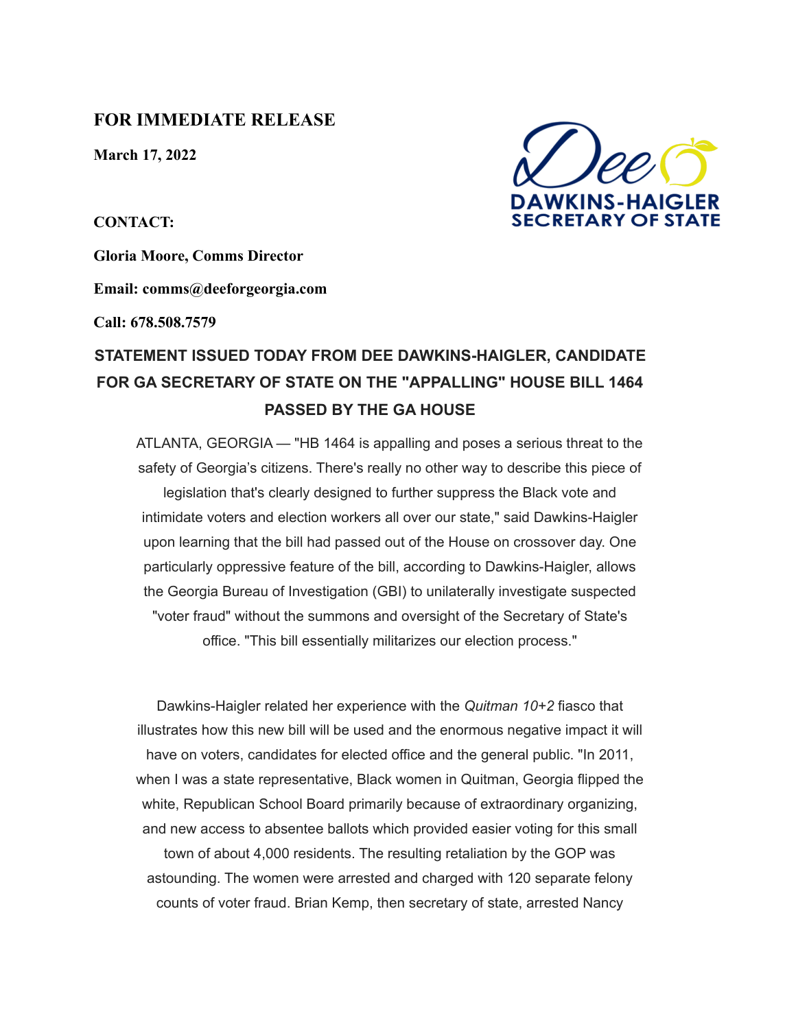**FOR IMMEDIATE RELEASE**

**March 17, 2022**

Dee
DAWKINS-HAIGLER
SECRETARY OF STATE

**CONTACT:**

**Gloria Moore, Comms Director**

**Email: comms@deeforgeorgia.com**

**Call: 678.508.7579**

## STATEMENT ISSUED TODAY FROM DEE DAWKINS-HAIGLER, CANDIDATE FOR GA SECRETARY OF STATE ON THE "APPALLING" HOUSE BILL 1464 PASSED BY THE GA HOUSE

ATLANTA, GEORGIA — "HB 1464 is appalling and poses a serious threat to the safety of Georgia's citizens. There's really no other way to describe this piece of legislation that's clearly designed to further suppress the Black vote and intimidate voters and election workers all over our state," said Dawkins-Haigler upon learning that the bill had passed out of the House on crossover day. One particularly oppressive feature of the bill, according to Dawkins-Haigler, allows the Georgia Bureau of Investigation (GBI) to unilaterally investigate suspected "voter fraud" without the summons and oversight of the Secretary of State's office. "This bill essentially militarizes our election process."

Dawkins-Haigler related her experience with the *Quitman 10+2* fiasco that illustrates how this new bill will be used and the enormous negative impact it will have on voters, candidates for elected office and the general public. "In 2011, when I was a state representative, Black women in Quitman, Georgia flipped the white, Republican School Board primarily because of extraordinary organizing, and new access to absentee ballots which provided easier voting for this small town of about 4,000 residents. The resulting retaliation by the GOP was astounding. The women were arrested and charged with 120 separate felony counts of voter fraud. Brian Kemp, then secretary of state, arrested Nancy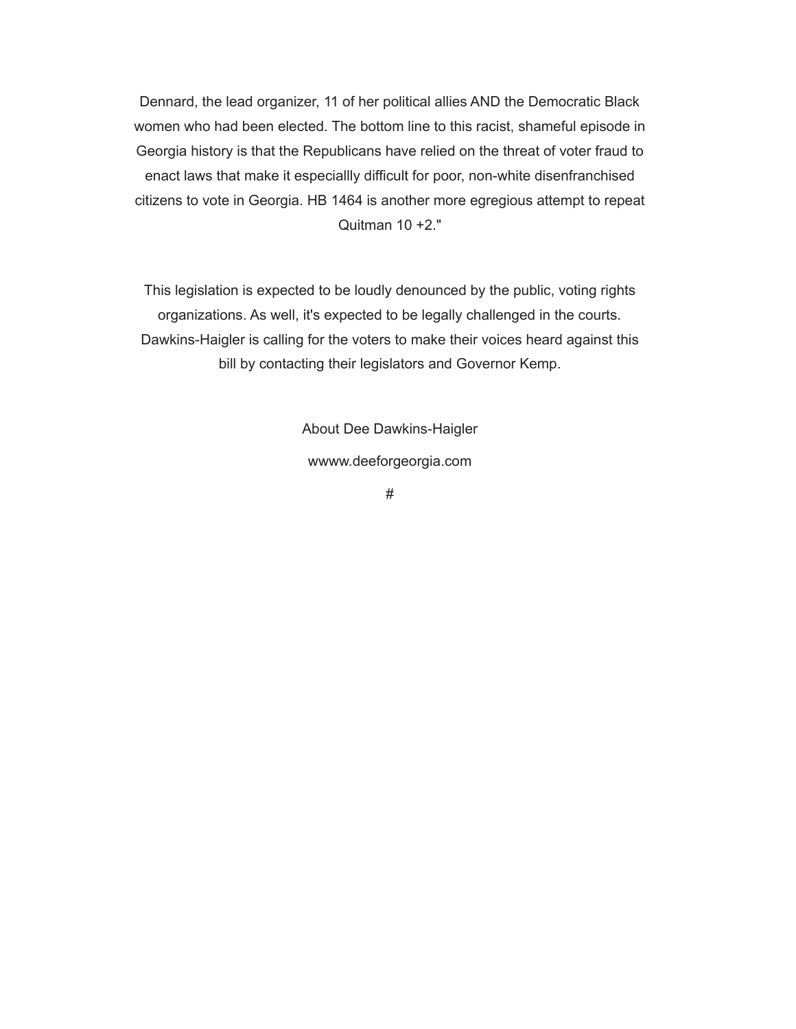Dennard, the lead organizer, 11 of her political allies AND the Democratic Black women who had been elected. The bottom line to this racist, shameful episode in Georgia history is that the Republicans have relied on the threat of voter fraud to enact laws that make it especiallly difficult for poor, non-white disenfranchised citizens to vote in Georgia. HB 1464 is another more egregious attempt to repeat Quitman 10 +2."

This legislation is expected to be loudly denounced by the public, voting rights organizations. As well, it's expected to be legally challenged in the courts. Dawkins-Haigler is calling for the voters to make their voices heard against this bill by contacting their legislators and Governor Kemp.

About Dee Dawkins-Haigler

wwww.deeforgeorgia.com

#